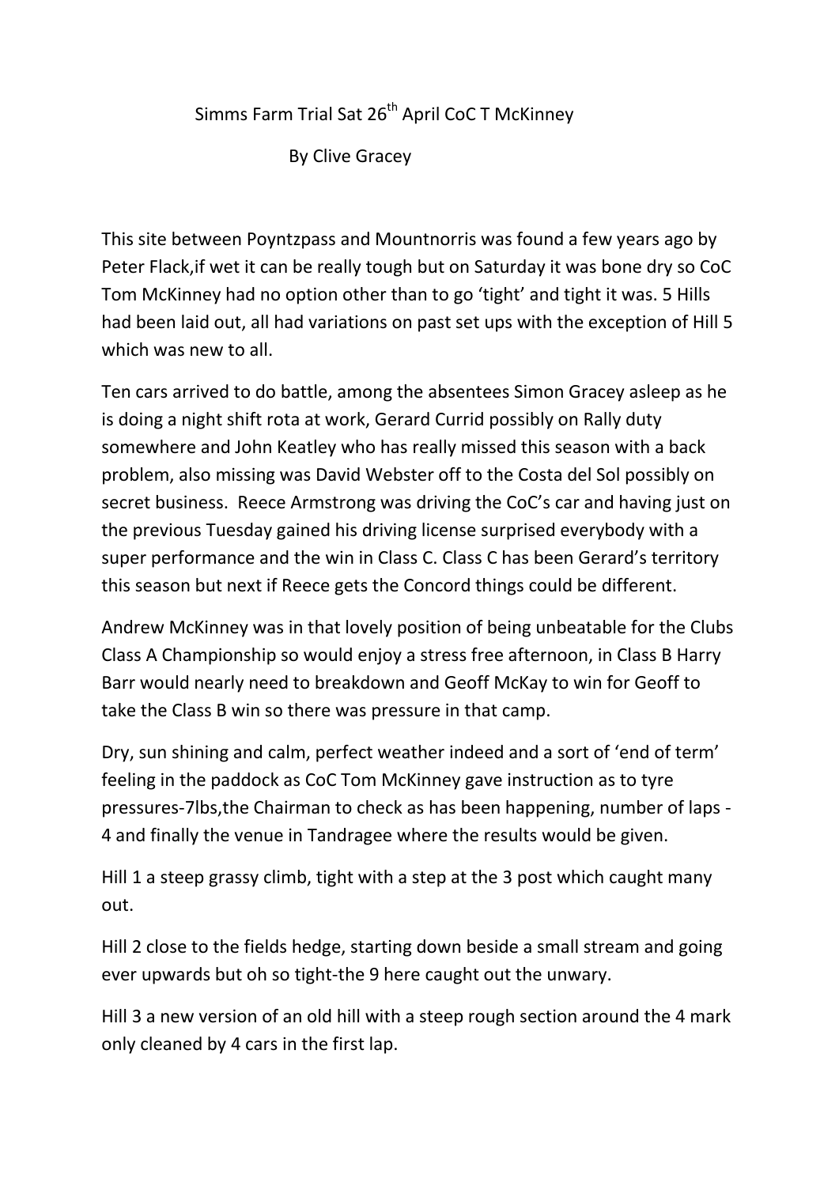# Simms Farm Trial Sat 26th April CoC T McKinney

By Clive Gracey

This site between Poyntzpass and Mountnorris was found a few years ago by Peter Flack,if wet it can be really tough but on Saturday it was bone dry so CoC Tom McKinney had no option other than to go 'tight' and tight it was. 5 Hills had been laid out, all had variations on past set ups with the exception of Hill 5 which was new to all.

Ten cars arrived to do battle, among the absentees Simon Gracey asleep as he is doing a night shift rota at work, Gerard Currid possibly on Rally duty somewhere and John Keatley who has really missed this season with a back problem, also missing was David Webster off to the Costa del Sol possibly on secret business. Reece Armstrong was driving the CoC's car and having just on the previous Tuesday gained his driving license surprised everybody with a super performance and the win in Class C. Class C has been Gerard's territory this season but next if Reece gets the Concord things could be different.

Andrew McKinney was in that lovely position of being unbeatable for the Clubs Class A Championship so would enjoy a stress free afternoon, in Class B Harry Barr would nearly need to breakdown and Geoff McKay to win for Geoff to take the Class B win so there was pressure in that camp.

Dry, sun shining and calm, perfect weather indeed and a sort of 'end of term' feeling in the paddock as CoC Tom McKinney gave instruction as to tyre pressures-7lbs,the Chairman to check as has been happening, number of laps - 4 and finally the venue in Tandragee where the results would be given.

Hill 1 a steep grassy climb, tight with a step at the 3 post which caught many out.

Hill 2 close to the fields hedge, starting down beside a small stream and going ever upwards but oh so tight-the 9 here caught out the unwary.

Hill 3 a new version of an old hill with a steep rough section around the 4 mark only cleaned by 4 cars in the first lap.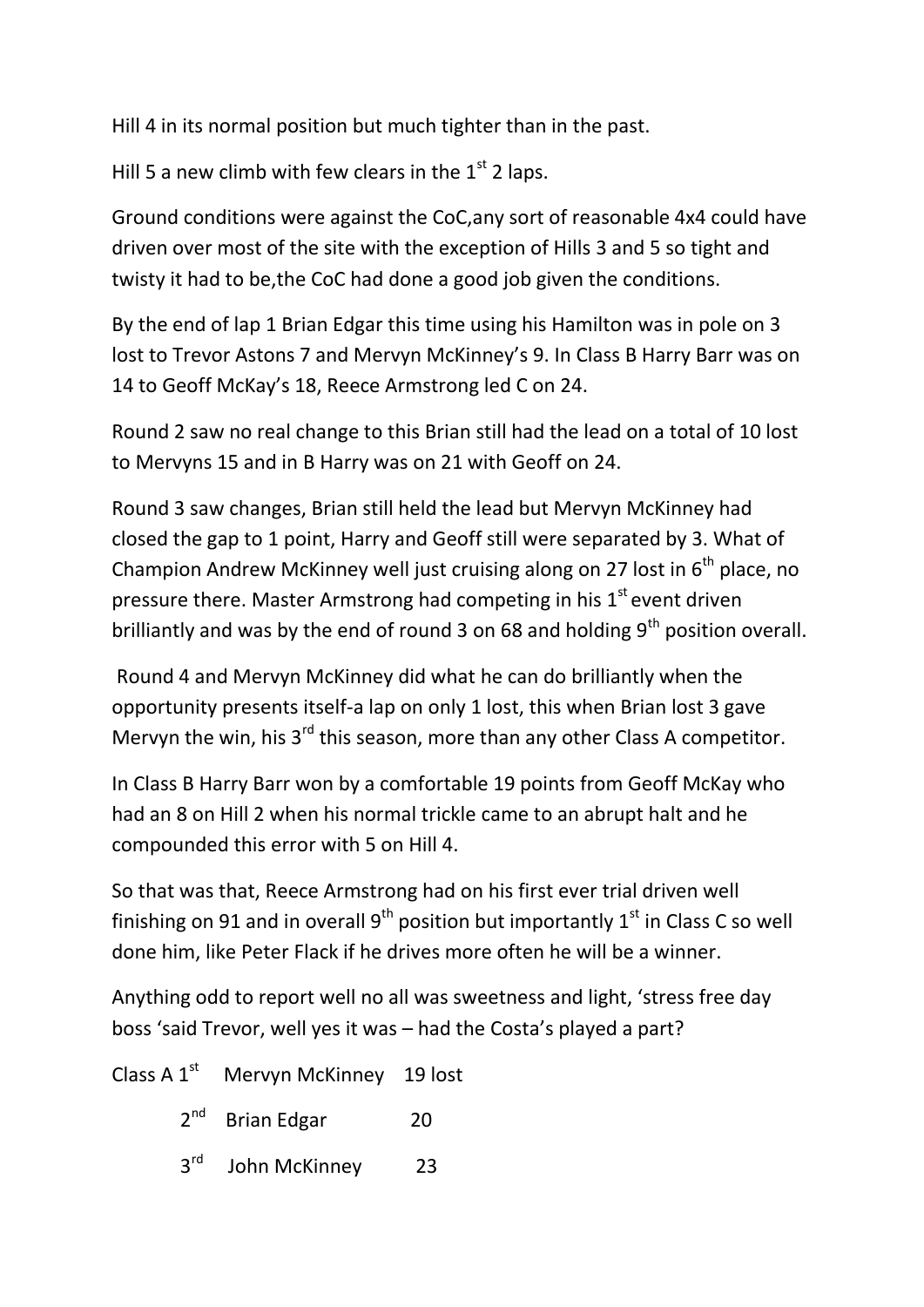Hill 4 in its normal position but much tighter than in the past.

Hill 5 a new climb with few clears in the 1st 2 laps.

Ground conditions were against the CoC,any sort of reasonable 4x4 could have driven over most of the site with the exception of Hills 3 and 5 so tight and twisty it had to be,the CoC had done a good job given the conditions.

By the end of lap 1 Brian Edgar this time using his Hamilton was in pole on 3 lost to Trevor Astons 7 and Mervyn McKinney's 9. In Class B Harry Barr was on 14 to Geoff McKay's 18, Reece Armstrong led C on 24.

Round 2 saw no real change to this Brian still had the lead on a total of 10 lost to Mervyns 15 and in B Harry was on 21 with Geoff on 24.

Round 3 saw changes, Brian still held the lead but Mervyn McKinney had closed the gap to 1 point, Harry and Geoff still were separated by 3. What of Champion Andrew McKinney well just cruising along on 27 lost in 6th place, no pressure there. Master Armstrong had competing in his 1st event driven brilliantly and was by the end of round 3 on 68 and holding 9th position overall.

Round 4 and Mervyn McKinney did what he can do brilliantly when the opportunity presents itself-a lap on only 1 lost, this when Brian lost 3 gave Mervyn the win, his 3rd this season, more than any other Class A competitor.

In Class B Harry Barr won by a comfortable 19 points from Geoff McKay who had an 8 on Hill 2 when his normal trickle came to an abrupt halt and he compounded this error with 5 on Hill 4.

So that was that, Reece Armstrong had on his first ever trial driven well finishing on 91 and in overall 9th position but importantly 1st in Class C so well done him, like Peter Flack if he drives more often he will be a winner.

Anything odd to report well no all was sweetness and light, 'stress free day boss 'said Trevor, well yes it was – had the Costa's played a part?

| | | | |
|---|---|---|---|
| Class A | 1st | Mervyn McKinney | 19 lost |
| | 2nd | Brian Edgar | 20 |
| | 3rd | John McKinney | 23 |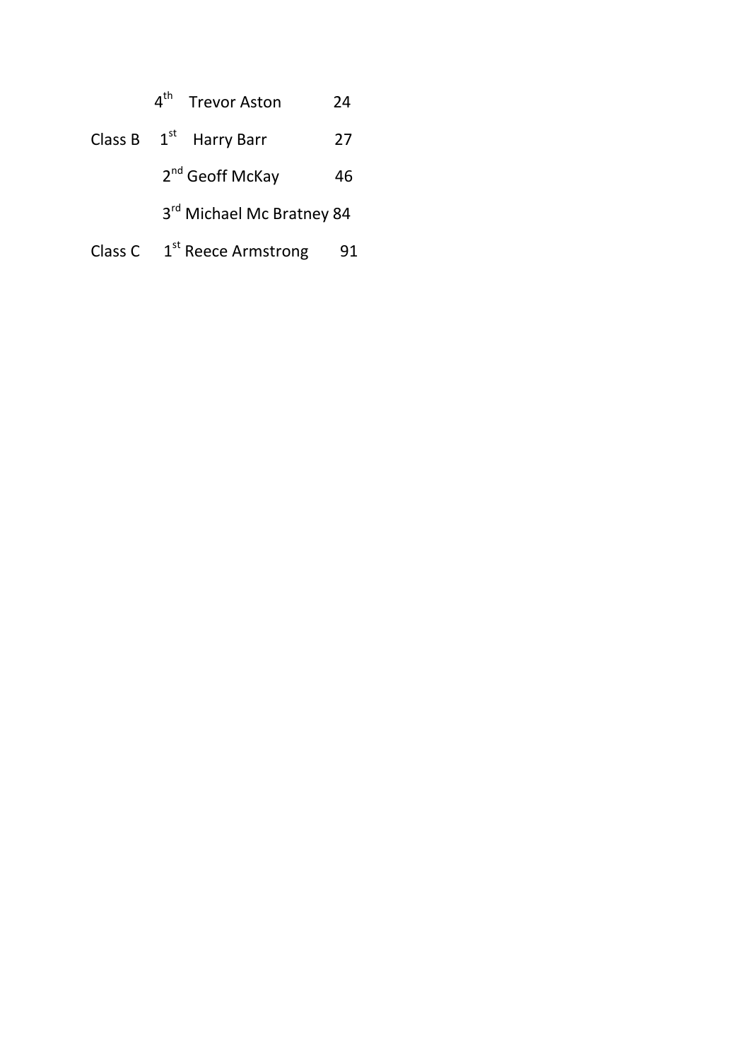| | | | |
|---|---|---|---|
| | 4th | Trevor Aston | 24 |
| Class B | 1st | Harry Barr | 27 |
| | 2nd | Geoff McKay | 46 |
| | 3rd | Michael Mc Bratney | 84 |
| Class C | 1st | Reece Armstrong | 91 |